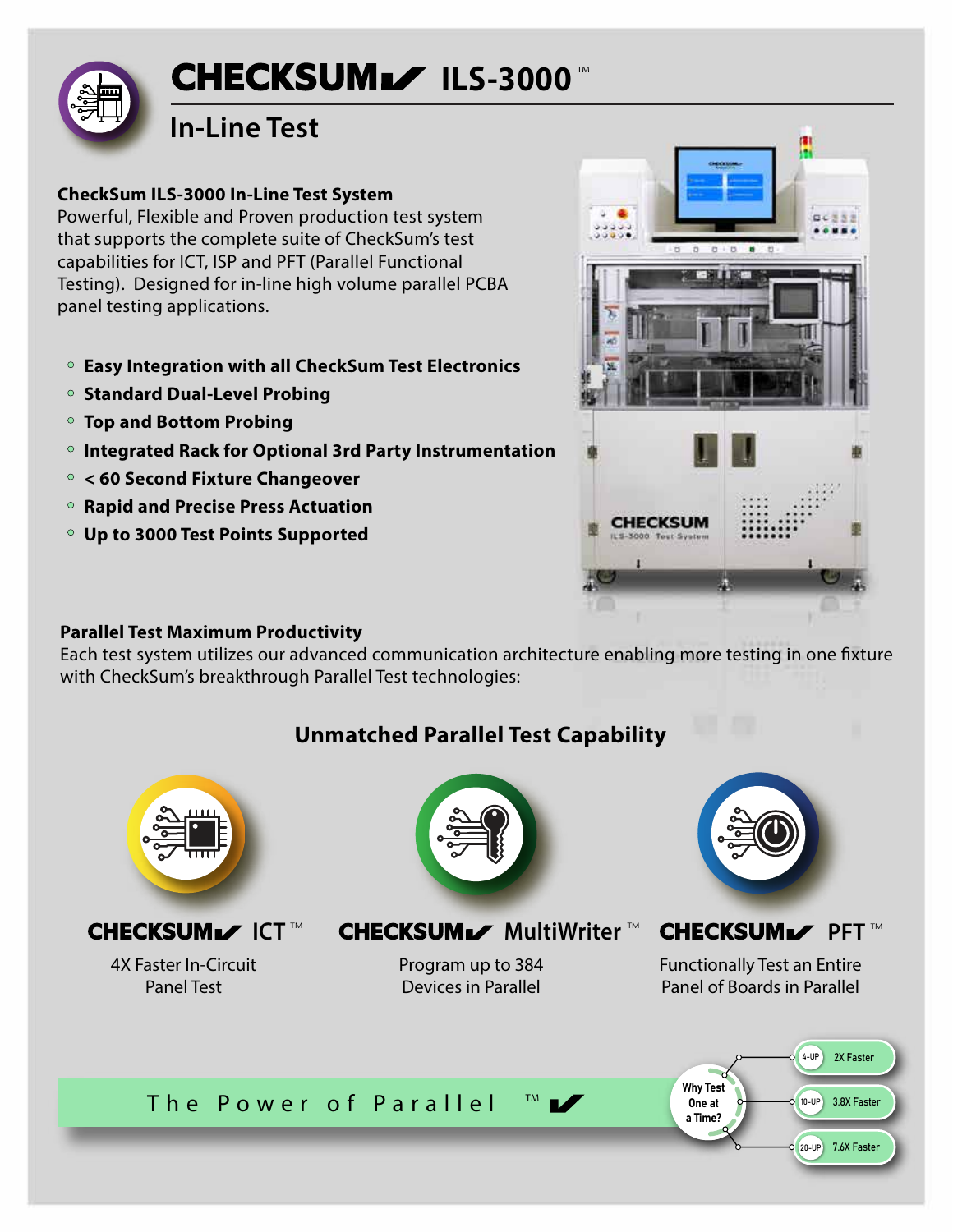# CHECKSUM ILS-3000™

## In-Line Test

**CheckSum ILS-3000 In-Line Test System**
Powerful, Flexible and Proven production test system that supports the complete suite of CheckSum's test capabilities for ICT, ISP and PFT (Parallel Functional Testing). Designed for in-line high volume parallel PCBA panel testing applications.

- **Easy Integration with all CheckSum Test Electronics**
- **Standard Dual-Level Probing**
- **Top and Bottom Probing**
- **Integrated Rack for Optional 3rd Party Instrumentation**
- **< 60 Second Fixture Changeover**
- **Rapid and Precise Press Actuation**
- **Up to 3000 Test Points Supported**

**Parallel Test Maximum Productivity**
Each test system utilizes our advanced communication architecture enabling more testing in one fixture with CheckSum's breakthrough Parallel Test technologies:

### Unmatched Parallel Test Capability

**CHECKSUM ICT™**
4X Faster In-Circuit Panel Test

**CHECKSUM MultiWriter™**
Program up to 384 Devices in Parallel

**CHECKSUM PFT™**
Functionally Test an Entire Panel of Boards in Parallel

The Power of Parallel™

Why Test One at a Time?

- 4-UP: 2X Faster
- 10-UP: 3.8X Faster
- 20-UP: 7.6X Faster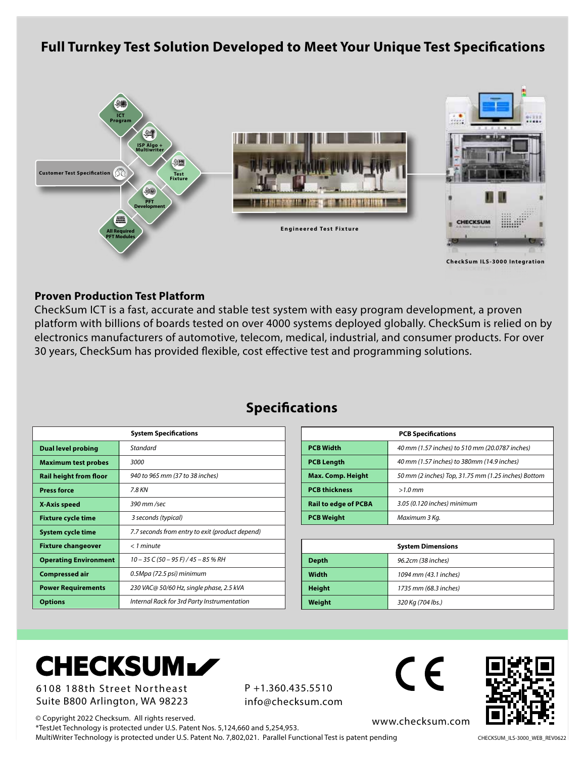# Full Turnkey Test Solution Developed to Meet Your Unique Test Specifications

ICT Program

ISP Algo + Multiwriter

Customer Test Specification

Test Fixture

PFT Development

All Required PFT Modules

Engineered Test Fixture

CheckSum ILS-3000 Integration

## Proven Production Test Platform

CheckSum ICT is a fast, accurate and stable test system with easy program development, a proven platform with billions of boards tested on over 4000 systems deployed globally. CheckSum is relied on by electronics manufacturers of automotive, telecom, medical, industrial, and consumer products. For over 30 years, CheckSum has provided flexible, cost effective test and programming solutions.

## Specifications

| System Specifications | |
|---|---|
| **Dual level probing** | *Standard* |
| **Maximum test probes** | *3000* |
| **Rail height from floor** | *940 to 965 mm (37 to 38 inches)* |
| **Press force** | *7.8 KN* |
| **X-Axis speed** | *390 mm /sec* |
| **Fixture cycle time** | *3 seconds (typical)* |
| **System cycle time** | *7.7 seconds from entry to exit (product depend)* |
| **Fixture changeover** | *< 1 minute* |
| **Operating Environment** | *10 – 35 C (50 – 95 F) / 45 – 85 % RH* |
| **Compressed air** | *0.5Mpa (72.5 psi) minimum* |
| **Power Requirements** | *230 VAC@ 50/60 Hz, single phase, 2.5 kVA* |
| **Options** | *Internal Rack for 3rd Party Instrumentation* |

| PCB Specifications | |
|---|---|
| **PCB Width** | *40 mm (1.57 inches) to 510 mm (20.0787 inches)* |
| **PCB Length** | *40 mm (1.57 inches) to 380mm (14.9 inches)* |
| **Max. Comp. Height** | *50 mm (2 inches) Top, 31.75 mm (1.25 inches) Bottom* |
| **PCB thickness** | *>1.0 mm* |
| **Rail to edge of PCBA** | *3.05 (0.120 inches) minimum* |
| **PCB Weight** | *Maximum 3 Kg.* |

| System Dimensions | |
|---|---|
| **Depth** | *96.2cm (38 inches)* |
| **Width** | *1094 mm (43.1 inches)* |
| **Height** | *1735 mm (68.3 inches)* |
| **Weight** | *320 Kg (704 lbs.)* |

**CHECKSUM**

6108 188th Street Northeast
Suite B800 Arlington, WA 98223

P +1.360.435.5510
info@checksum.com

www.checksum.com

© Copyright 2022 Checksum. All rights reserved.
*TestJet Technology is protected under U.S. Patent Nos. 5,124,660 and 5,254,953.
MultiWriter Technology is protected under U.S. Patent No. 7,802,021. Parallel Functional Test is patent pending

CHECKSUM_ILS-3000_WEB_REV0622